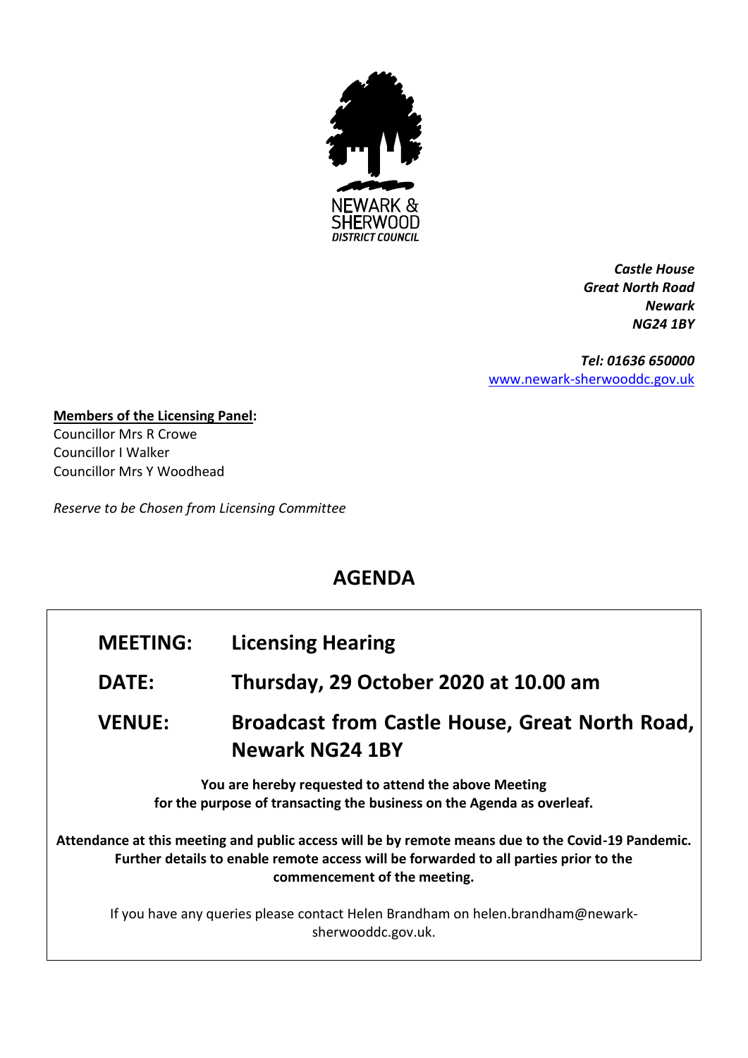NEWARK & SHERWOOD DISTRICT COUNCIL

*Castle House*
*Great North Road*
*Newark*
*NG24 1BY*

*Tel: 01636 650000*
www.newark-sherwooddc.gov.uk

**Members of the Licensing Panel:**
Councillor Mrs R Crowe
Councillor I Walker
Councillor Mrs Y Woodhead

*Reserve to be Chosen from Licensing Committee*

# AGENDA

**MEETING:** **Licensing Hearing**

**DATE:** **Thursday, 29 October 2020 at 10.00 am**

**VENUE:** **Broadcast from Castle House, Great North Road, Newark NG24 1BY**

**You are hereby requested to attend the above Meeting for the purpose of transacting the business on the Agenda as overleaf.**

**Attendance at this meeting and public access will be by remote means due to the Covid-19 Pandemic. Further details to enable remote access will be forwarded to all parties prior to the commencement of the meeting.**

If you have any queries please contact Helen Brandham on helen.brandham@newark-sherwooddc.gov.uk.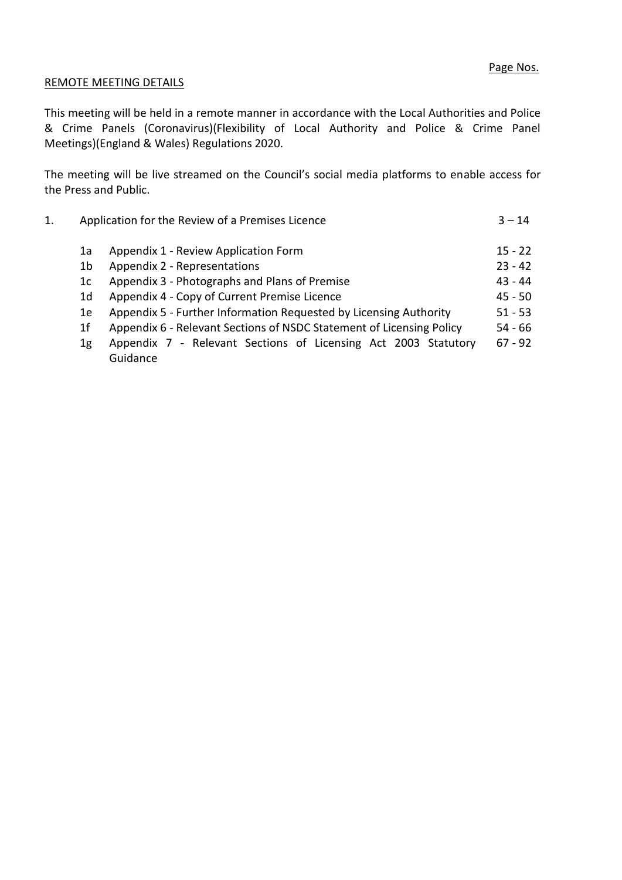Page Nos.

REMOTE MEETING DETAILS

This meeting will be held in a remote manner in accordance with the Local Authorities and Police & Crime Panels (Coronavirus)(Flexibility of Local Authority and Police & Crime Panel Meetings)(England & Wales) Regulations 2020.

The meeting will be live streamed on the Council's social media platforms to enable access for the Press and Public.

| | | | |
|---|---|---|---|
| 1. | Application for the Review of a Premises Licence | | 3 – 14 |
| | 1a | Appendix 1 - Review Application Form | 15 - 22 |
| | 1b | Appendix 2 - Representations | 23 - 42 |
| | 1c | Appendix 3 - Photographs and Plans of Premise | 43 - 44 |
| | 1d | Appendix 4 - Copy of Current Premise Licence | 45 - 50 |
| | 1e | Appendix 5 - Further Information Requested by Licensing Authority | 51 - 53 |
| | 1f | Appendix 6 - Relevant Sections of NSDC Statement of Licensing Policy | 54 - 66 |
| | 1g | Appendix 7 - Relevant Sections of Licensing Act 2003 Statutory Guidance | 67 - 92 |